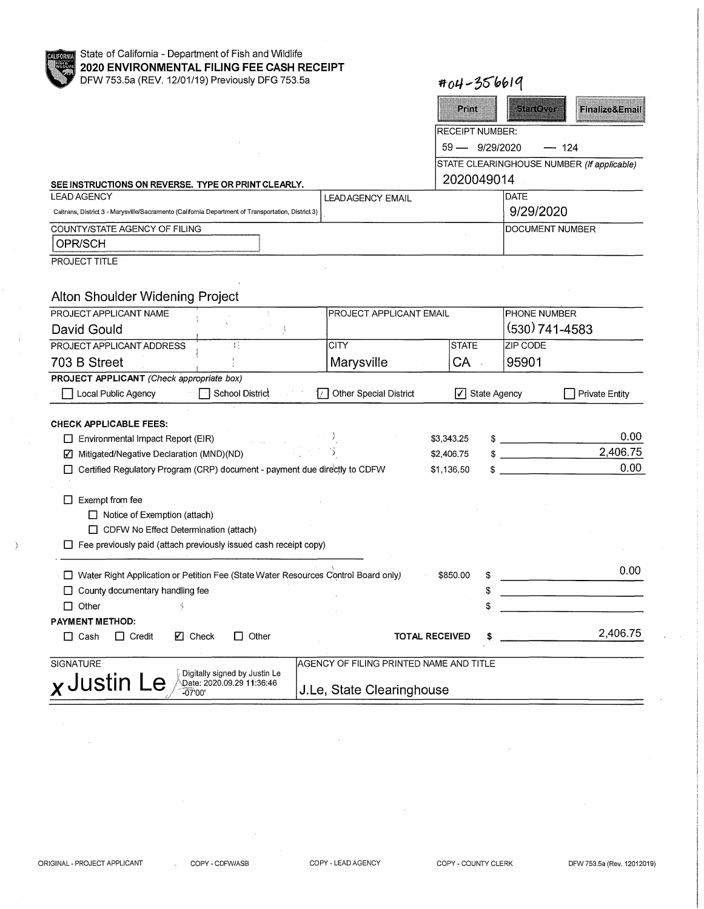State of California - Department of Fish and Wildlife

**2020 ENVIRONMENTAL FILING FEE CASH RECEIPT**

DFW 753.5a (REV. 12/01/19) Previously DFG 753.5a

#04-356619

Print | StartOver | Finalize&Email

RECEIPT NUMBER:
59 — 9/29/2020 — 124

STATE CLEARINGHOUSE NUMBER *(If applicable)*
2020049014

**SEE INSTRUCTIONS ON REVERSE. TYPE OR PRINT CLEARLY.**

| LEAD AGENCY | LEAD AGENCY EMAIL | DATE |
| --- | --- | --- |
| Caltrans, District 3 - Marysville/Sacramento (California Department of Transportation, District 3) | | 9/29/2020 |

| COUNTY/STATE AGENCY OF FILING | DOCUMENT NUMBER |
| --- | --- |
| OPR/SCH | |

PROJECT TITLE

Alton Shoulder Widening Project

| PROJECT APPLICANT NAME | PROJECT APPLICANT EMAIL | | PHONE NUMBER |
| --- | --- | --- | --- |
| David Gould | | | (530) 741-4583 |
| **PROJECT APPLICANT ADDRESS** | **CITY** | **STATE** | **ZIP CODE** |
| 703 B Street | Marysville | CA | 95901 |

**PROJECT APPLICANT** *(Check appropriate box)*

☐ Local Public Agency ☐ School District ☐ Other Special District ☑ State Agency ☐ Private Entity

**CHECK APPLICABLE FEES:**

| | | |
| --- | --- | --- |
| ☐ Environmental Impact Report (EIR) | $3,343.25 | $ 0.00 |
| ☑ Mitigated/Negative Declaration (MND)(ND) | $2,406.75 | $ 2,406.75 |
| ☐ Certified Regulatory Program (CRP) document - payment due directly to CDFW | $1,136.50 | $ 0.00 |

☐ Exempt from fee
- ☐ Notice of Exemption (attach)
- ☐ CDFW No Effect Determination (attach)

☐ Fee previously paid (attach previously issued cash receipt copy)

| | | |
| --- | --- | --- |
| ☐ Water Right Application or Petition Fee (State Water Resources Control Board only) | $850.00 | $ 0.00 |
| ☐ County documentary handling fee | | $ |
| ☐ Other | | $ |

**PAYMENT METHOD:**

☐ Cash ☐ Credit ☑ Check ☐ Other **TOTAL RECEIVED** $ 2,406.75

| SIGNATURE | AGENCY OF FILING PRINTED NAME AND TITLE |
| --- | --- |
| x Justin Le (Digitally signed by Justin Le Date: 2020.09.29 11:36:46 -07'00') | J.Le, State Clearinghouse |

ORIGINAL - PROJECT APPLICANT COPY - CDFW/ASB COPY - LEAD AGENCY COPY - COUNTY CLERK DFW 753.5a (Rev. 12012019)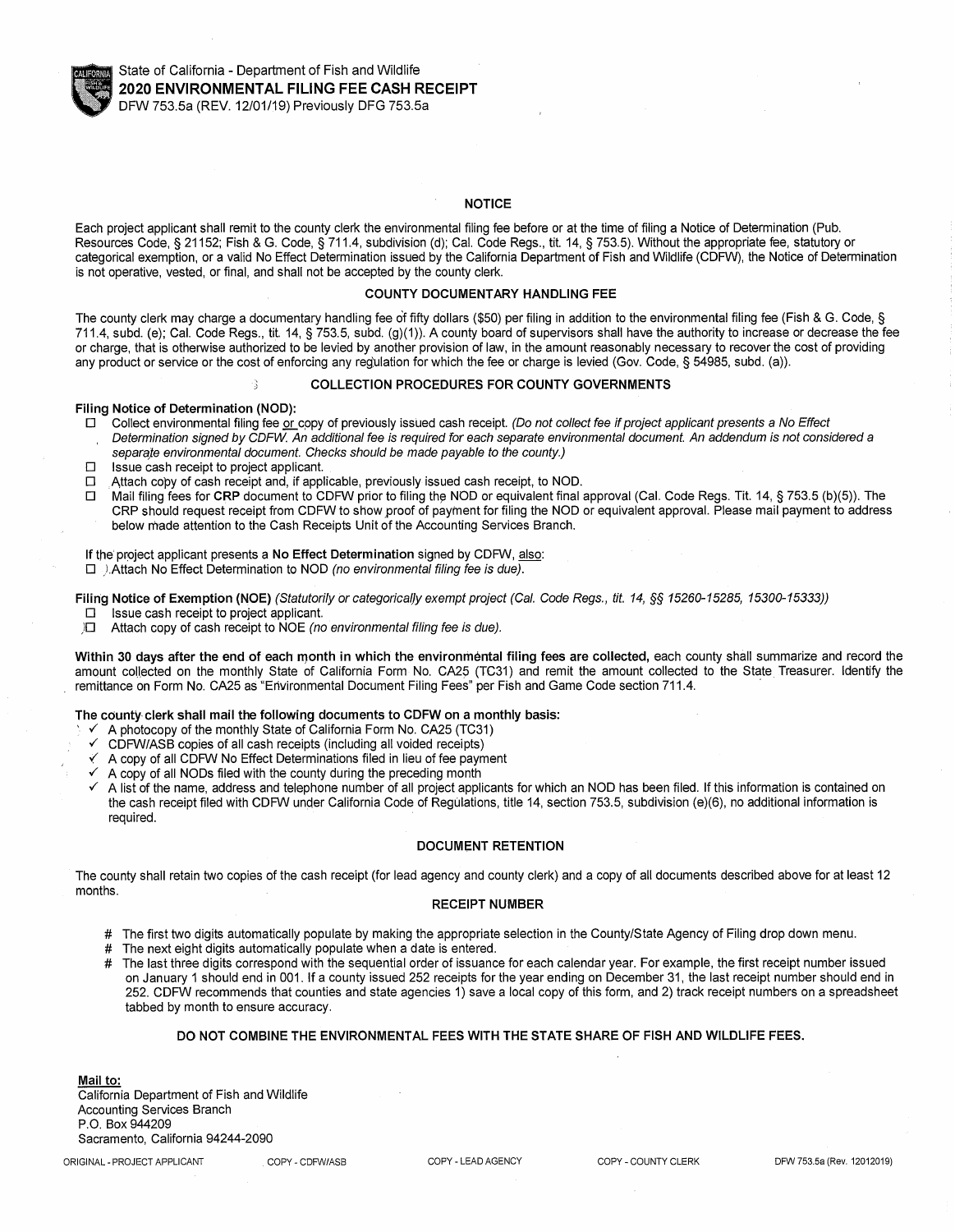State of California - Department of Fish and Wildlife
**2020 ENVIRONMENTAL FILING FEE CASH RECEIPT**
DFW 753.5a (REV. 12/01/19) Previously DFG 753.5a

## NOTICE

Each project applicant shall remit to the county clerk the environmental filing fee before or at the time of filing a Notice of Determination (Pub. Resources Code, § 21152; Fish & G. Code, § 711.4, subdivision (d); Cal. Code Regs., tit. 14, § 753.5). Without the appropriate fee, statutory or categorical exemption, or a valid No Effect Determination issued by the California Department of Fish and Wildlife (CDFW), the Notice of Determination is not operative, vested, or final, and shall not be accepted by the county clerk.

## COUNTY DOCUMENTARY HANDLING FEE

The county clerk may charge a documentary handling fee of fifty dollars ($50) per filing in addition to the environmental filing fee (Fish & G. Code, § 711.4, subd. (e); Cal. Code Regs., tit. 14, § 753.5, subd. (g)(1)). A county board of supervisors shall have the authority to increase or decrease the fee or charge, that is otherwise authorized to be levied by another provision of law, in the amount reasonably necessary to recover the cost of providing any product or service or the cost of enforcing any regulation for which the fee or charge is levied (Gov. Code, § 54985, subd. (a)).

## COLLECTION PROCEDURES FOR COUNTY GOVERNMENTS

**Filing Notice of Determination (NOD):**

- ☐ Collect environmental filing fee or copy of previously issued cash receipt. *(Do not collect fee if project applicant presents a No Effect Determination signed by CDFW. An additional fee is required for each separate environmental document. An addendum is not considered a separate environmental document. Checks should be made payable to the county.)*
- ☐ Issue cash receipt to project applicant.
- ☐ Attach copy of cash receipt and, if applicable, previously issued cash receipt, to NOD.
- ☐ Mail filing fees for **CRP** document to CDFW prior to filing the NOD or equivalent final approval (Cal. Code Regs. Tit. 14, § 753.5 (b)(5)). The CRP should request receipt from CDFW to show proof of payment for filing the NOD or equivalent approval. Please mail payment to address below made attention to the Cash Receipts Unit of the Accounting Services Branch.

If the project applicant presents a **No Effect Determination** signed by CDFW, also:

- ☐ Attach No Effect Determination to NOD *(no environmental filing fee is due).*

**Filing Notice of Exemption (NOE)** *(Statutorily or categorically exempt project (Cal. Code Regs., tit. 14, §§ 15260-15285, 15300-15333))*

- ☐ Issue cash receipt to project applicant.
- ☐ Attach copy of cash receipt to NOE *(no environmental filing fee is due).*

**Within 30 days after the end of each month in which the environmental filing fees are collected,** each county shall summarize and record the amount collected on the monthly State of California Form No. CA25 (TC31) and remit the amount collected to the State Treasurer. Identify the remittance on Form No. CA25 as "Environmental Document Filing Fees" per Fish and Game Code section 711.4.

**The county clerk shall mail the following documents to CDFW on a monthly basis:**

- ✓ A photocopy of the monthly State of California Form No. CA25 (TC31)
- ✓ CDFW/ASB copies of all cash receipts (including all voided receipts)
- ✓ A copy of all CDFW No Effect Determinations filed in lieu of fee payment
- ✓ A copy of all NODs filed with the county during the preceding month
- ✓ A list of the name, address and telephone number of all project applicants for which an NOD has been filed. If this information is contained on the cash receipt filed with CDFW under California Code of Regulations, title 14, section 753.5, subdivision (e)(6), no additional information is required.

## DOCUMENT RETENTION

The county shall retain two copies of the cash receipt (for lead agency and county clerk) and a copy of all documents described above for at least 12 months.

## RECEIPT NUMBER

- # The first two digits automatically populate by making the appropriate selection in the County/State Agency of Filing drop down menu.
- # The next eight digits automatically populate when a date is entered.
- # The last three digits correspond with the sequential order of issuance for each calendar year. For example, the first receipt number issued on January 1 should end in 001. If a county issued 252 receipts for the year ending on December 31, the last receipt number should end in 252. CDFW recommends that counties and state agencies 1) save a local copy of this form, and 2) track receipt numbers on a spreadsheet tabbed by month to ensure accuracy.

**DO NOT COMBINE THE ENVIRONMENTAL FEES WITH THE STATE SHARE OF FISH AND WILDLIFE FEES.**

**Mail to:**
California Department of Fish and Wildlife
Accounting Services Branch
P.O. Box 944209
Sacramento, California 94244-2090

ORIGINAL - PROJECT APPLICANT    COPY - CDFW/ASB    COPY - LEAD AGENCY    COPY - COUNTY CLERK    DFW 753.5a (Rev. 12012019)